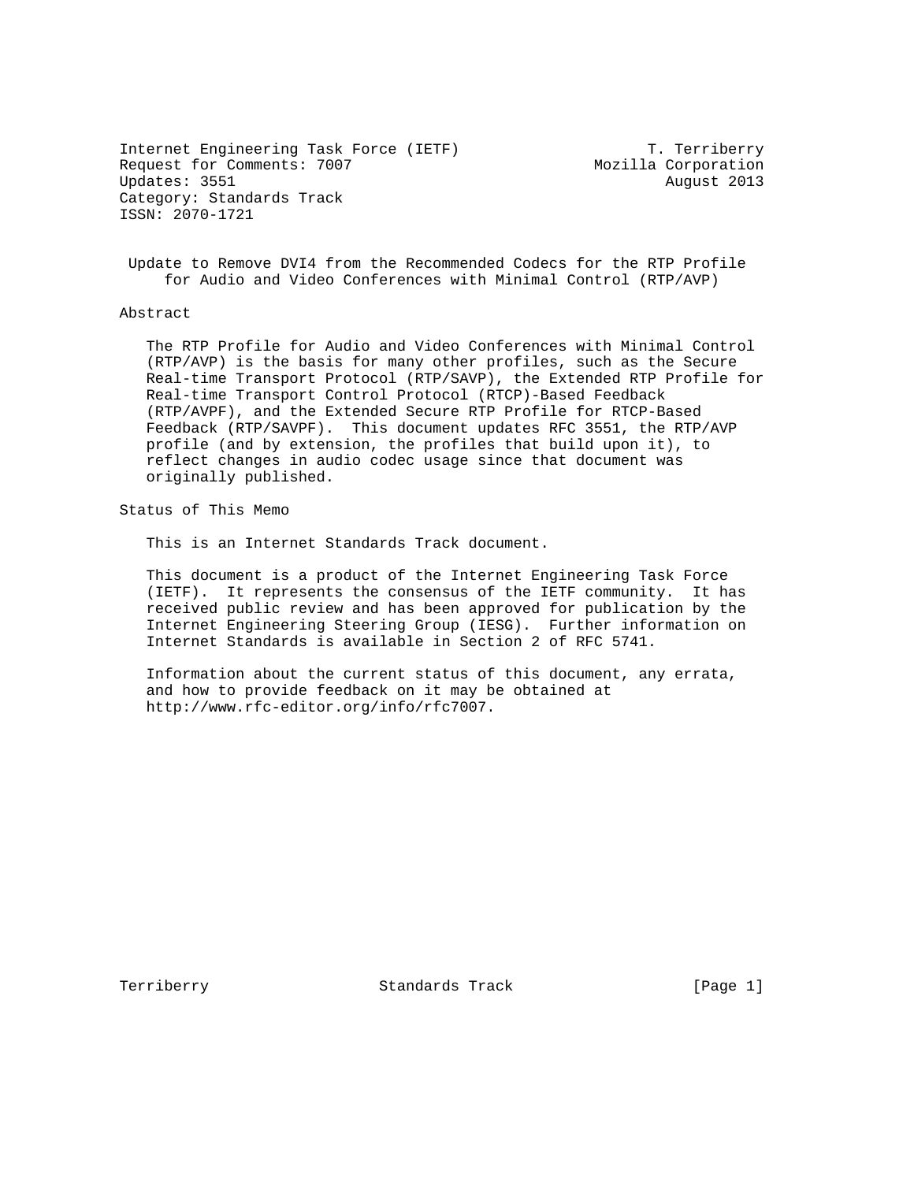Internet Engineering Task Force (IETF)                        T. Terriberry
Request for Comments: 7007                              Mozilla Corporation
Updates: 3551                                                   August 2013
Category: Standards Track
ISSN: 2070-1721

# Update to Remove DVI4 from the Recommended Codecs for the RTP Profile for Audio and Video Conferences with Minimal Control (RTP/AVP)

## Abstract

The RTP Profile for Audio and Video Conferences with Minimal Control (RTP/AVP) is the basis for many other profiles, such as the Secure Real-time Transport Protocol (RTP/SAVP), the Extended RTP Profile for Real-time Transport Control Protocol (RTCP)-Based Feedback (RTP/AVPF), and the Extended Secure RTP Profile for RTCP-Based Feedback (RTP/SAVPF). This document updates RFC 3551, the RTP/AVP profile (and by extension, the profiles that build upon it), to reflect changes in audio codec usage since that document was originally published.

## Status of This Memo

This is an Internet Standards Track document.

This document is a product of the Internet Engineering Task Force (IETF). It represents the consensus of the IETF community. It has received public review and has been approved for publication by the Internet Engineering Steering Group (IESG). Further information on Internet Standards is available in Section 2 of RFC 5741.

Information about the current status of this document, any errata, and how to provide feedback on it may be obtained at http://www.rfc-editor.org/info/rfc7007.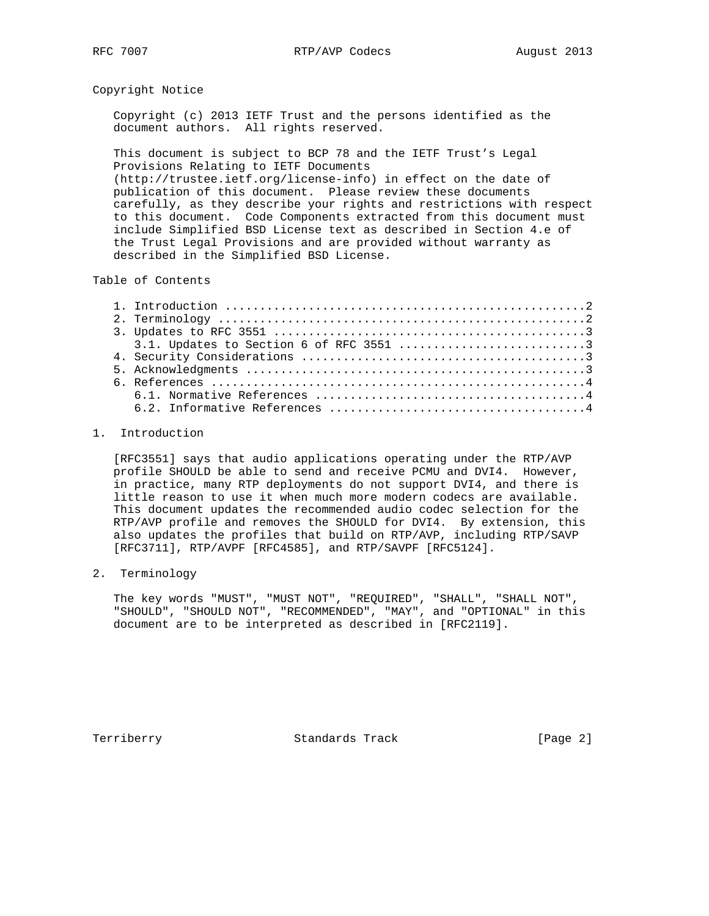## Copyright Notice

Copyright (c) 2013 IETF Trust and the persons identified as the document authors. All rights reserved.

This document is subject to BCP 78 and the IETF Trust's Legal Provisions Relating to IETF Documents (http://trustee.ietf.org/license-info) in effect on the date of publication of this document. Please review these documents carefully, as they describe your rights and restrictions with respect to this document. Code Components extracted from this document must include Simplified BSD License text as described in Section 4.e of the Trust Legal Provisions and are provided without warranty as described in the Simplified BSD License.

## Table of Contents

```
   1. Introduction ....................................................2
   2. Terminology .....................................................2
   3. Updates to RFC 3551 .............................................3
      3.1. Updates to Section 6 of RFC 3551 ...........................3
   4. Security Considerations .........................................3
   5. Acknowledgments .................................................3
   6. References ......................................................4
      6.1. Normative References .......................................4
      6.2. Informative References .....................................4
```

## 1. Introduction

[RFC3551] says that audio applications operating under the RTP/AVP profile SHOULD be able to send and receive PCMU and DVI4. However, in practice, many RTP deployments do not support DVI4, and there is little reason to use it when much more modern codecs are available. This document updates the recommended audio codec selection for the RTP/AVP profile and removes the SHOULD for DVI4. By extension, this also updates the profiles that build on RTP/AVP, including RTP/SAVP [RFC3711], RTP/AVPF [RFC4585], and RTP/SAVPF [RFC5124].

## 2. Terminology

The key words "MUST", "MUST NOT", "REQUIRED", "SHALL", "SHALL NOT", "SHOULD", "SHOULD NOT", "RECOMMENDED", "MAY", and "OPTIONAL" in this document are to be interpreted as described in [RFC2119].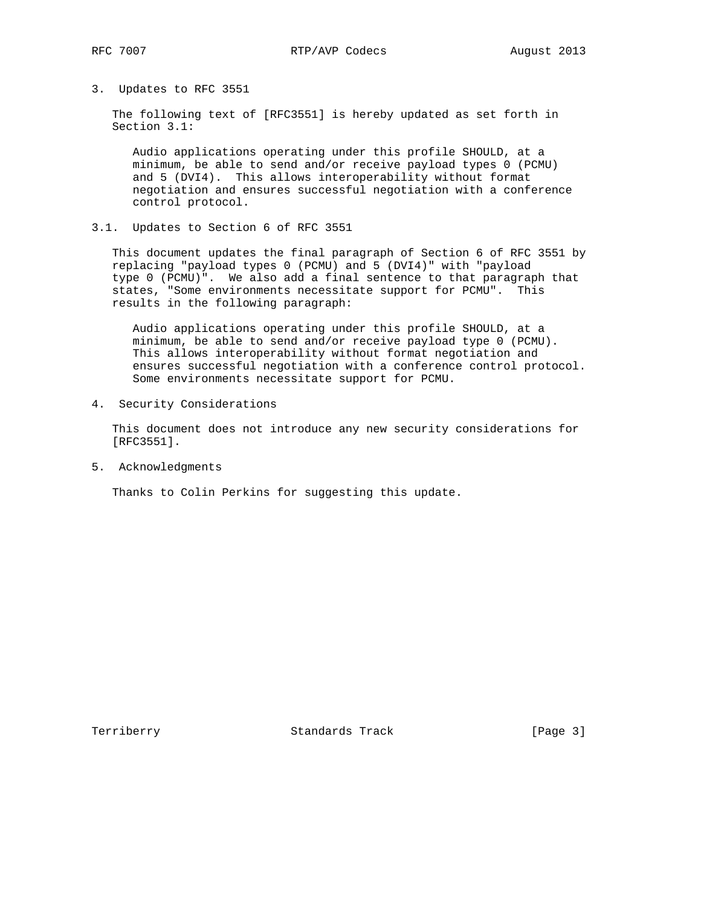## 3. Updates to RFC 3551

The following text of [RFC3551] is hereby updated as set forth in Section 3.1:

> Audio applications operating under this profile SHOULD, at a minimum, be able to send and/or receive payload types 0 (PCMU) and 5 (DVI4). This allows interoperability without format negotiation and ensures successful negotiation with a conference control protocol.

### 3.1. Updates to Section 6 of RFC 3551

This document updates the final paragraph of Section 6 of RFC 3551 by replacing "payload types 0 (PCMU) and 5 (DVI4)" with "payload type 0 (PCMU)". We also add a final sentence to that paragraph that states, "Some environments necessitate support for PCMU". This results in the following paragraph:

> Audio applications operating under this profile SHOULD, at a minimum, be able to send and/or receive payload type 0 (PCMU). This allows interoperability without format negotiation and ensures successful negotiation with a conference control protocol. Some environments necessitate support for PCMU.

## 4. Security Considerations

This document does not introduce any new security considerations for [RFC3551].

## 5. Acknowledgments

Thanks to Colin Perkins for suggesting this update.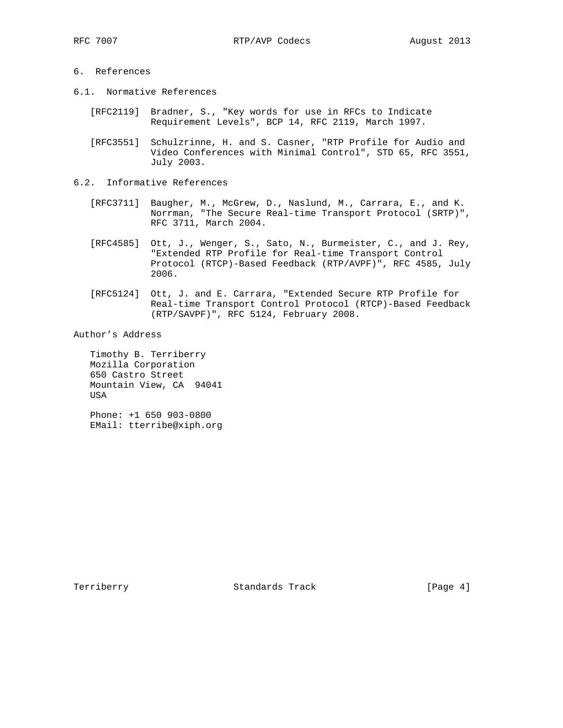## 6. References

### 6.1. Normative References

[RFC2119] Bradner, S., "Key words for use in RFCs to Indicate Requirement Levels", BCP 14, RFC 2119, March 1997.

[RFC3551] Schulzrinne, H. and S. Casner, "RTP Profile for Audio and Video Conferences with Minimal Control", STD 65, RFC 3551, July 2003.

### 6.2. Informative References

[RFC3711] Baugher, M., McGrew, D., Naslund, M., Carrara, E., and K. Norrman, "The Secure Real-time Transport Protocol (SRTP)", RFC 3711, March 2004.

[RFC4585] Ott, J., Wenger, S., Sato, N., Burmeister, C., and J. Rey, "Extended RTP Profile for Real-time Transport Control Protocol (RTCP)-Based Feedback (RTP/AVPF)", RFC 4585, July 2006.

[RFC5124] Ott, J. and E. Carrara, "Extended Secure RTP Profile for Real-time Transport Control Protocol (RTCP)-Based Feedback (RTP/SAVPF)", RFC 5124, February 2008.

## Author's Address

Timothy B. Terriberry
Mozilla Corporation
650 Castro Street
Mountain View, CA 94041
USA

Phone: +1 650 903-0800
EMail: tterribe@xiph.org